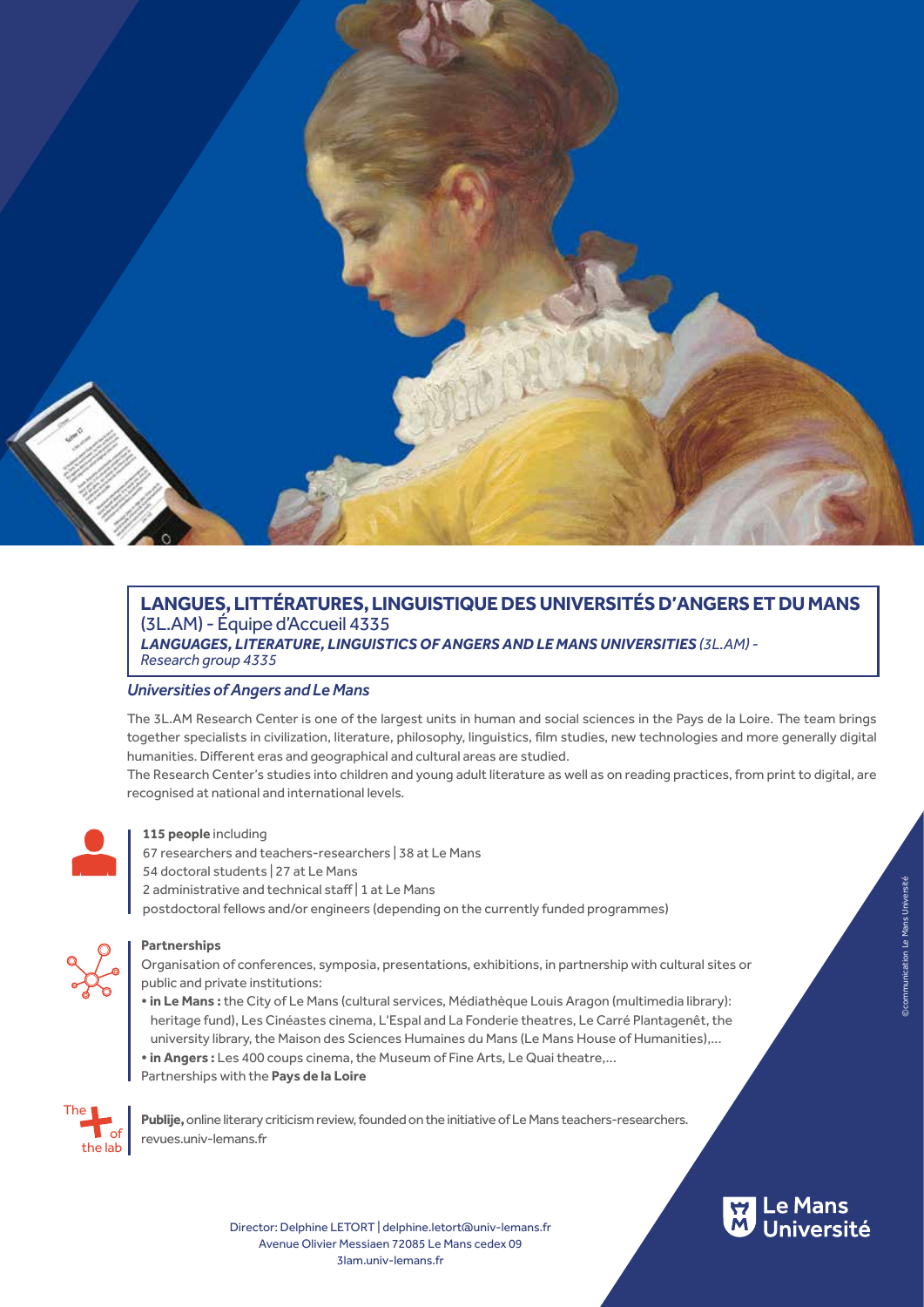## LANGUES, LITTÉRATURES, LINGUISTIQUE DES UNIVERSITÉS D'ANGERS ET DU MANS

(3L.AM) - Équipe d'Accueil 4335

***LANGUAGES, LITERATURE, LINGUISTICS OF ANGERS AND LE MANS UNIVERSITIES** (3L.AM) - Research group 4335*

### *Universities of Angers and Le Mans*

The 3L.AM Research Center is one of the largest units in human and social sciences in the Pays de la Loire. The team brings together specialists in civilization, literature, philosophy, linguistics, film studies, new technologies and more generally digital humanities. Different eras and geographical and cultural areas are studied.

The Research Center's studies into children and young adult literature as well as on reading practices, from print to digital, are recognised at national and international levels.

**115 people** including
67 researchers and teachers-researchers | 38 at Le Mans
54 doctoral students | 27 at Le Mans
2 administrative and technical staff | 1 at Le Mans
postdoctoral fellows and/or engineers (depending on the currently funded programmes)

**Partnerships**

Organisation of conferences, symposia, presentations, exhibitions, in partnership with cultural sites or public and private institutions:

- **in Le Mans :** the City of Le Mans (cultural services, Médiathèque Louis Aragon (multimedia library): heritage fund), Les Cinéastes cinema, L'Espal and La Fonderie theatres, Le Carré Plantagenêt, the university library, the Maison des Sciences Humaines du Mans (Le Mans House of Humanities),...
- **in Angers :** Les 400 coups cinema, the Museum of Fine Arts, Le Quai theatre,...

Partnerships with the **Pays de la Loire**

The + of the lab

**Publije,** online literary criticism review, founded on the initiative of Le Mans teachers-researchers.
revues.univ-lemans.fr

Director: Delphine LETORT | delphine.letort@univ-lemans.fr
Avenue Olivier Messiaen 72085 Le Mans cedex 09
3lam.univ-lemans.fr

Le Mans Université

©communication Le Mans Université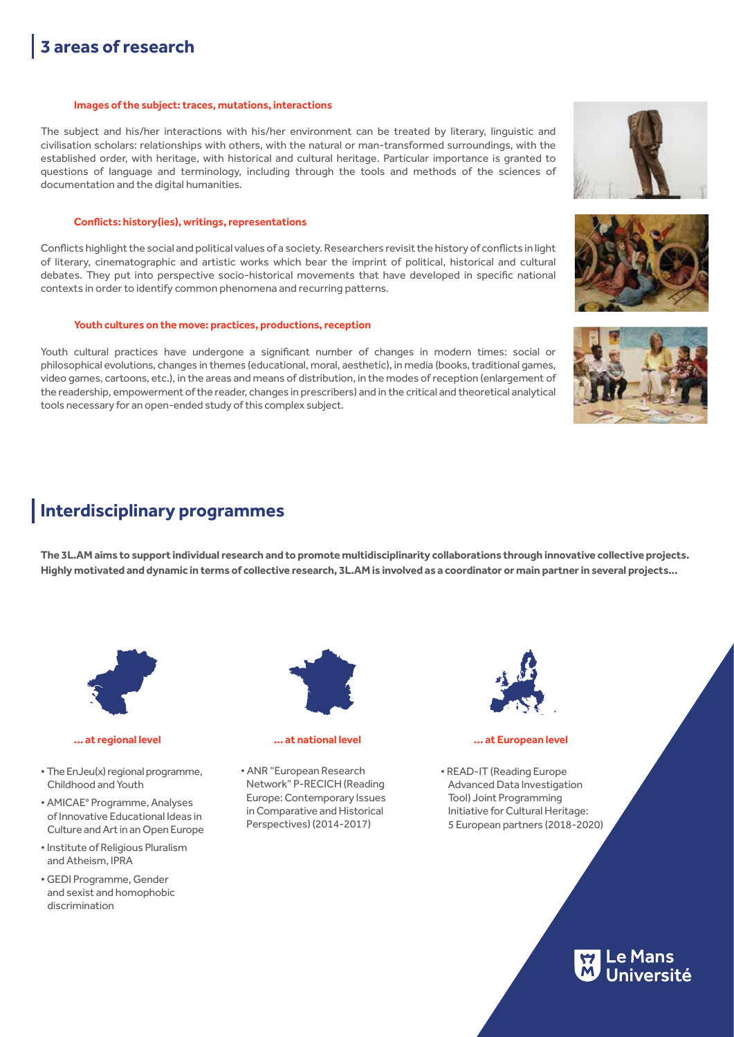## 3 areas of research

### Images of the subject: traces, mutations, interactions

The subject and his/her interactions with his/her environment can be treated by literary, linguistic and civilisation scholars: relationships with others, with the natural or man-transformed surroundings, with the established order, with heritage, with historical and cultural heritage. Particular importance is granted to questions of language and terminology, including through the tools and methods of the sciences of documentation and the digital humanities.

### Conflicts: history(ies), writings, representations

Conflicts highlight the social and political values of a society. Researchers revisit the history of conflicts in light of literary, cinematographic and artistic works which bear the imprint of political, historical and cultural debates. They put into perspective socio-historical movements that have developed in specific national contexts in order to identify common phenomena and recurring patterns.

### Youth cultures on the move: practices, productions, reception

Youth cultural practices have undergone a significant number of changes in modern times: social or philosophical evolutions, changes in themes (educational, moral, aesthetic), in media (books, traditional games, video games, cartoons, etc.), in the areas and means of distribution, in the modes of reception (enlargement of the readership, empowerment of the reader, changes in prescribers) and in the critical and theoretical analytical tools necessary for an open-ended study of this complex subject.

## Interdisciplinary programmes

**The 3L.AM aims to support individual research and to promote multidisciplinarity collaborations through innovative collective projects. Highly motivated and dynamic in terms of collective research, 3L.AM is involved as a coordinator or main partner in several projects...**

### ... at regional level

- The EnJeu(x) regional programme, Childhood and Youth
- AMICAE° Programme, Analyses of Innovative Educational Ideas in Culture and Art in an Open Europe
- Institute of Religious Pluralism and Atheism, IPRA
- GEDI Programme, Gender and sexist and homophobic discrimination

### ... at national level

- ANR "European Research Network" P-RECICH (Reading Europe: Contemporary Issues in Comparative and Historical Perspectives) (2014-2017)

### ... at European level

- READ-IT (Reading Europe Advanced Data Investigation Tool) Joint Programming Initiative for Cultural Heritage: 5 European partners (2018-2020)

Le Mans Université